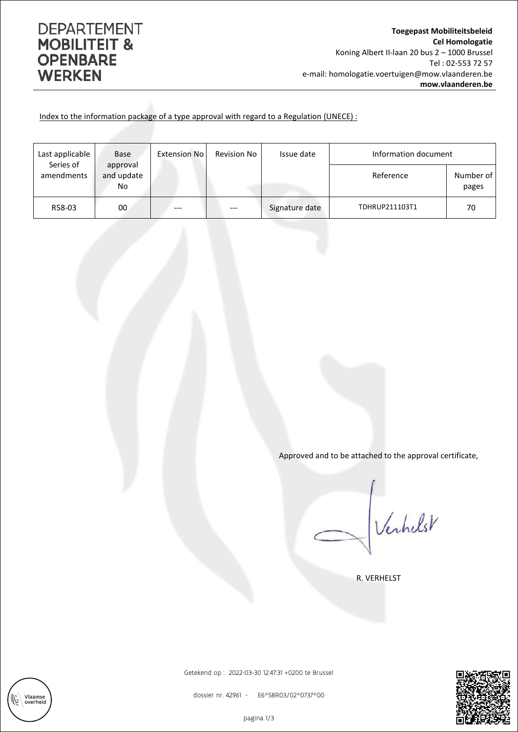# DEPARTEMENT **MOBILITEIT & OPENBARE WERKEN**

**Toegepast Mobiliteitsbeleid**
**Cel Homologatie**
Koning Albert II-laan 20 bus 2 – 1000 Brussel
Tel : 02-553 72 57
e-mail: homologatie.voertuigen@mow.vlaanderen.be
**mow.vlaanderen.be**

Index to the information package of a type approval with regard to a Regulation (UNECE) :

| Last applicable Series of amendments | Base approval and update No | Extension No | Revision No | Issue date | Information document | |
|---|---|---|---|---|---|---|
| | | | | | Reference | Number of pages |
| R58-03 | 00 | --- | --- | Signature date | TDHRUP211103T1 | 70 |

Approved and to be attached to the approval certificate,

Verhelst

R. VERHELST

Getekend op : 2022-03-30 12:47:31 +0200 te Brussel

dossier nr. 42961 - E6*58R03/02*0737*00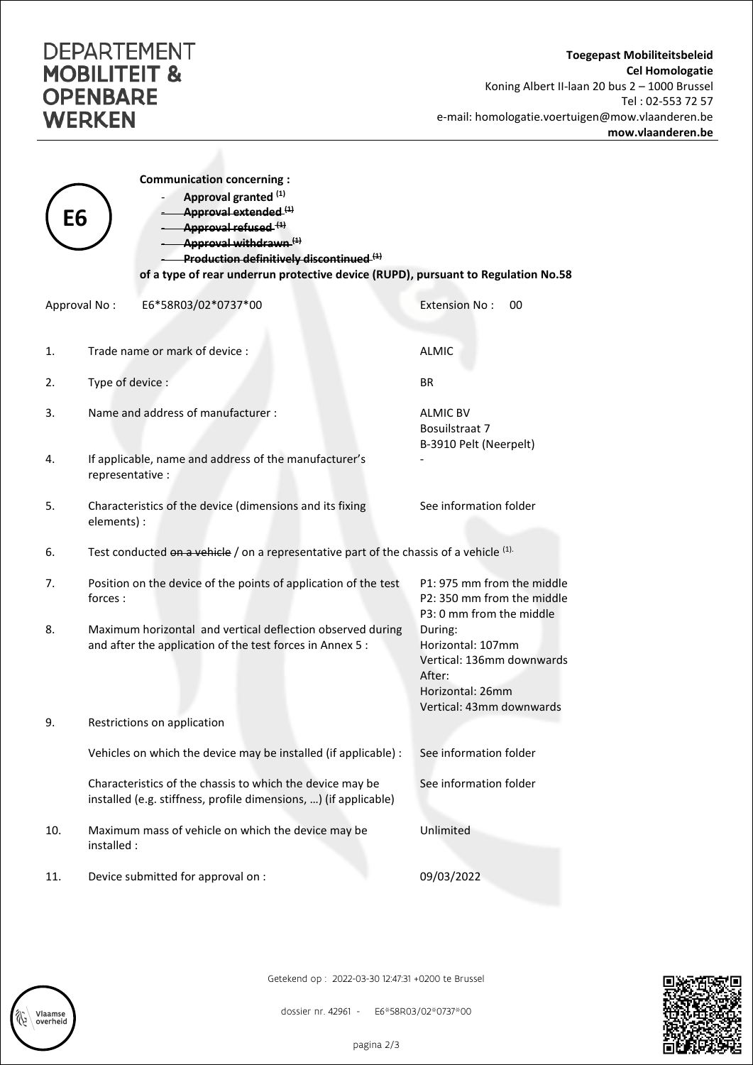**DEPARTEMENT MOBILITEIT & OPENBARE WERKEN**

**Toegepast Mobiliteitsbeleid**
**Cel Homologatie**
Koning Albert II-laan 20 bus 2 – 1000 Brussel
Tel : 02-553 72 57
e-mail: homologatie.voertuigen@mow.vlaanderen.be
**mow.vlaanderen.be**

**E6**

**Communication concerning :**

- **Approval granted** [(1)]
- ~~**Approval extended**~~ [(1)]
- ~~**Approval refused**~~ [(1)]
- ~~**Approval withdrawn**~~ [(1)]
- ~~**Production definitively discontinued**~~ [(1)]

**of a type of rear underrun protective device (RUPD), pursuant to Regulation No.58**

Approval No : E6*58R03/02*0737*00 Extension No : 00

| | | |
|---|---|---|
| 1. | Trade name or mark of device : | ALMIC |
| 2. | Type of device : | BR |
| 3. | Name and address of manufacturer : | ALMIC BV<br>Bosuilstraat 7<br>B-3910 Pelt (Neerpelt) |
| 4. | If applicable, name and address of the manufacturer's representative : | - |
| 5. | Characteristics of the device (dimensions and its fixing elements) : | See information folder |
| 6. | Test conducted ~~on a vehicle~~ / on a representative part of the chassis of a vehicle [(1)]. | |
| 7. | Position on the device of the points of application of the test forces : | P1: 975 mm from the middle<br>P2: 350 mm from the middle<br>P3: 0 mm from the middle |
| 8. | Maximum horizontal and vertical deflection observed during and after the application of the test forces in Annex 5 : | During:<br>Horizontal: 107mm<br>Vertical: 136mm downwards<br>After:<br>Horizontal: 26mm<br>Vertical: 43mm downwards |
| 9. | Restrictions on application | |
| | Vehicles on which the device may be installed (if applicable) : | See information folder |
| | Characteristics of the chassis to which the device may be installed (e.g. stiffness, profile dimensions, …) (if applicable) | See information folder |
| 10. | Maximum mass of vehicle on which the device may be installed : | Unlimited |
| 11. | Device submitted for approval on : | 09/03/2022 |

Getekend op : 2022-03-30 12:47:31 +0200 te Brussel

dossier nr. 42961 - E6*58R03/02*0737*00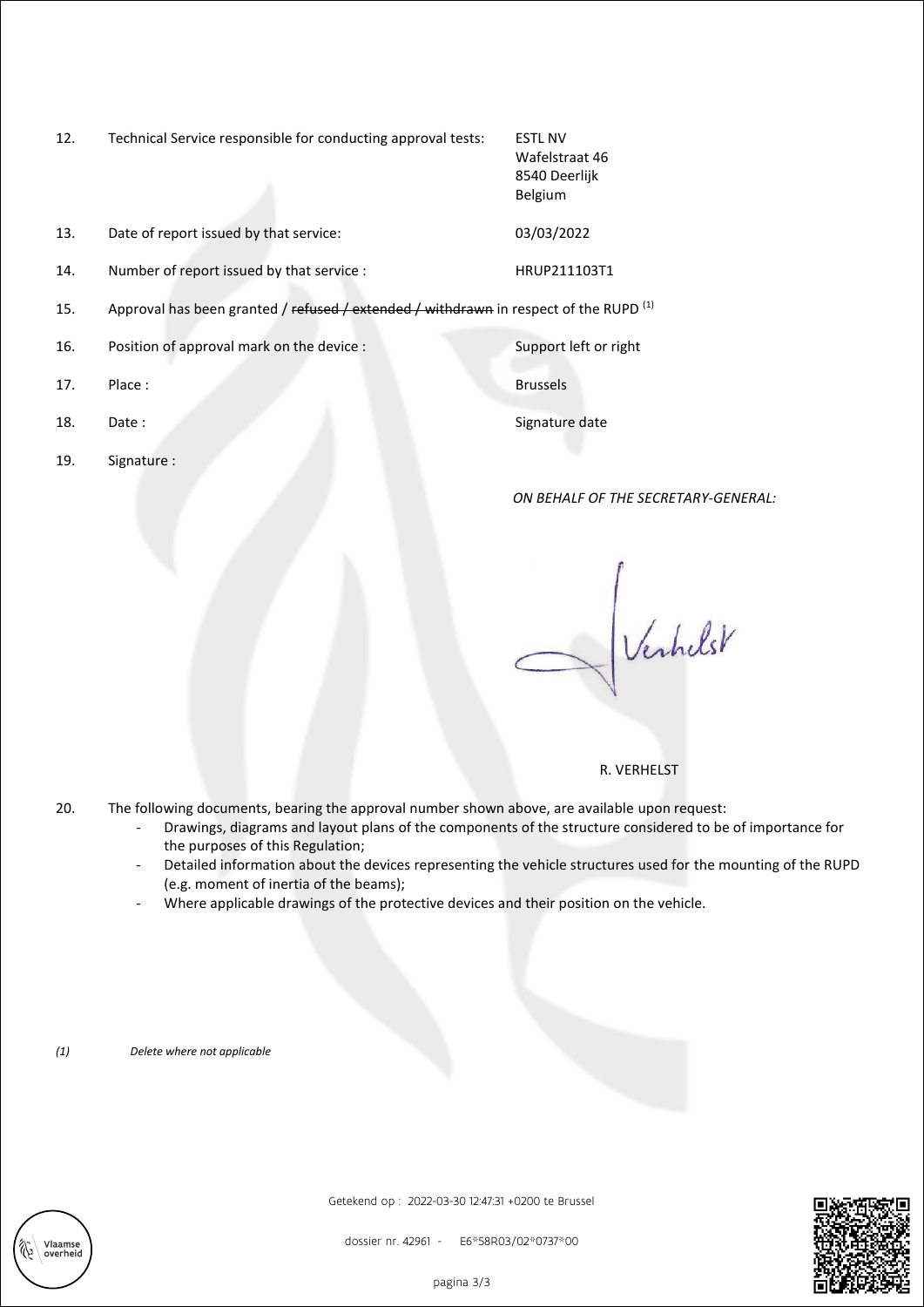12. Technical Service responsible for conducting approval tests: ESTL NV
    Wafelstraat 46
    8540 Deerlijk
    Belgium

13. Date of report issued by that service: 03/03/2022

14. Number of report issued by that service : HRUP211103T1

15. Approval has been granted / ~~refused / extended / withdrawn~~ in respect of the RUPD [(1)]

16. Position of approval mark on the device : Support left or right

17. Place : Brussels

18. Date : Signature date

19. Signature :

*ON BEHALF OF THE SECRETARY-GENERAL:*

Verhelst

R. VERHELST

20. The following documents, bearing the approval number shown above, are available upon request:
    - Drawings, diagrams and layout plans of the components of the structure considered to be of importance for the purposes of this Regulation;
    - Detailed information about the devices representing the vehicle structures used for the mounting of the RUPD (e.g. moment of inertia of the beams);
    - Where applicable drawings of the protective devices and their position on the vehicle.

*(1) Delete where not applicable*

Getekend op : 2022-03-30 12:47:31 +0200 te Brussel

dossier nr. 42961 - E6*58R03/02*0737*00